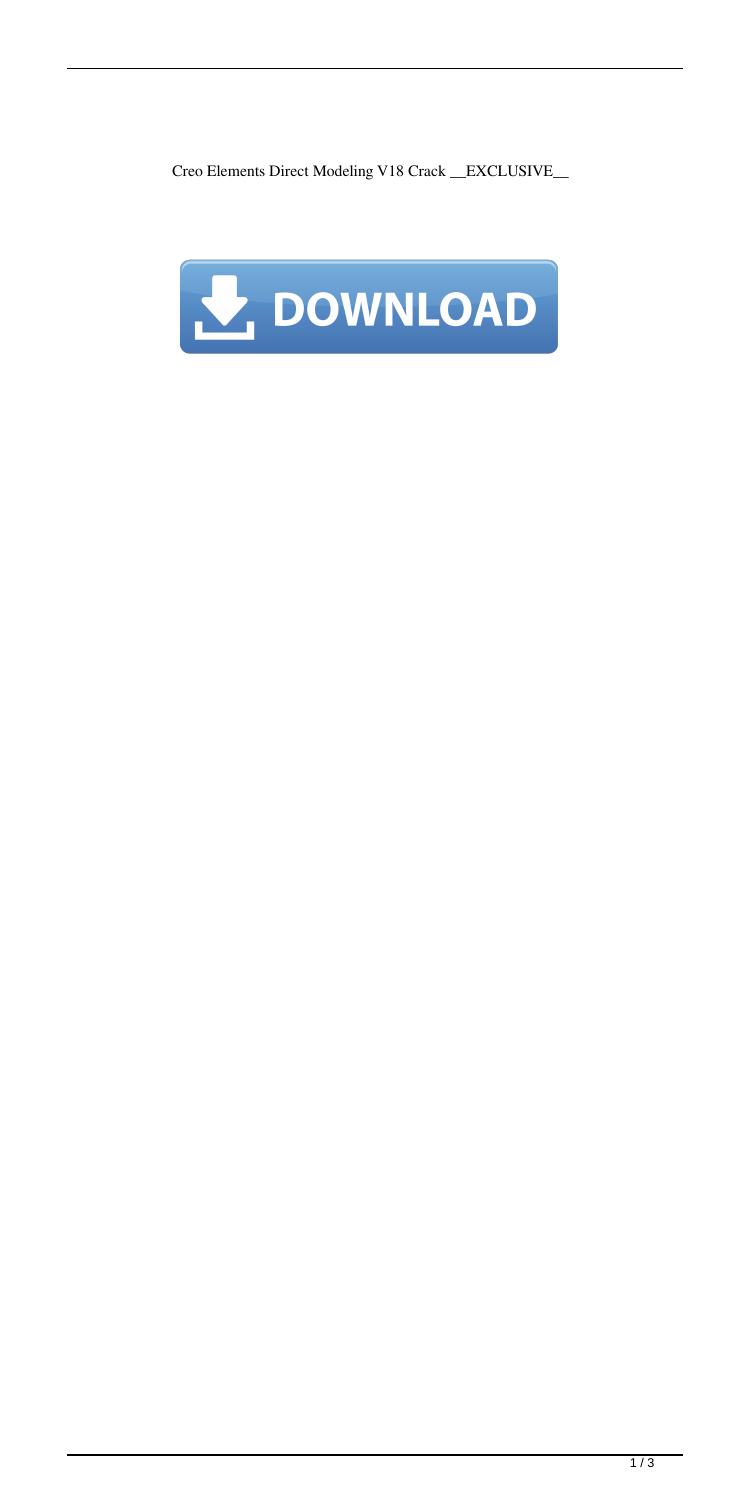Creo Elements Direct Modeling V18 Crack __EXCLUSIVE__

DOWNLOAD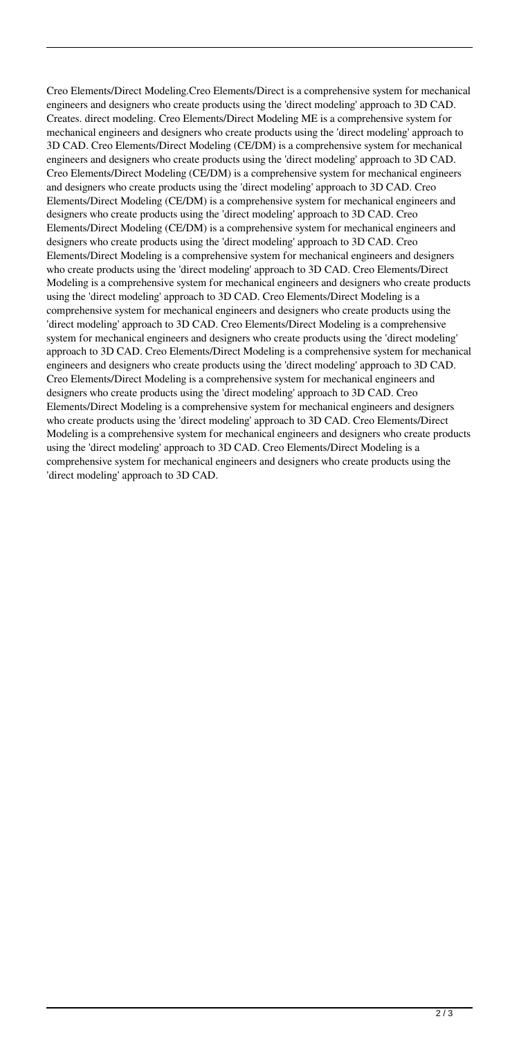Creo Elements/Direct Modeling.Creo Elements/Direct is a comprehensive system for mechanical engineers and designers who create products using the 'direct modeling' approach to 3D CAD. Creates. direct modeling. Creo Elements/Direct Modeling ME is a comprehensive system for mechanical engineers and designers who create products using the 'direct modeling' approach to 3D CAD. Creo Elements/Direct Modeling (CE/DM) is a comprehensive system for mechanical engineers and designers who create products using the 'direct modeling' approach to 3D CAD. Creo Elements/Direct Modeling (CE/DM) is a comprehensive system for mechanical engineers and designers who create products using the 'direct modeling' approach to 3D CAD. Creo Elements/Direct Modeling (CE/DM) is a comprehensive system for mechanical engineers and designers who create products using the 'direct modeling' approach to 3D CAD. Creo Elements/Direct Modeling (CE/DM) is a comprehensive system for mechanical engineers and designers who create products using the 'direct modeling' approach to 3D CAD. Creo Elements/Direct Modeling is a comprehensive system for mechanical engineers and designers who create products using the 'direct modeling' approach to 3D CAD. Creo Elements/Direct Modeling is a comprehensive system for mechanical engineers and designers who create products using the 'direct modeling' approach to 3D CAD. Creo Elements/Direct Modeling is a comprehensive system for mechanical engineers and designers who create products using the 'direct modeling' approach to 3D CAD. Creo Elements/Direct Modeling is a comprehensive system for mechanical engineers and designers who create products using the 'direct modeling' approach to 3D CAD. Creo Elements/Direct Modeling is a comprehensive system for mechanical engineers and designers who create products using the 'direct modeling' approach to 3D CAD. Creo Elements/Direct Modeling is a comprehensive system for mechanical engineers and designers who create products using the 'direct modeling' approach to 3D CAD. Creo Elements/Direct Modeling is a comprehensive system for mechanical engineers and designers who create products using the 'direct modeling' approach to 3D CAD. Creo Elements/Direct Modeling is a comprehensive system for mechanical engineers and designers who create products using the 'direct modeling' approach to 3D CAD. Creo Elements/Direct Modeling is a comprehensive system for mechanical engineers and designers who create products using the 'direct modeling' approach to 3D CAD.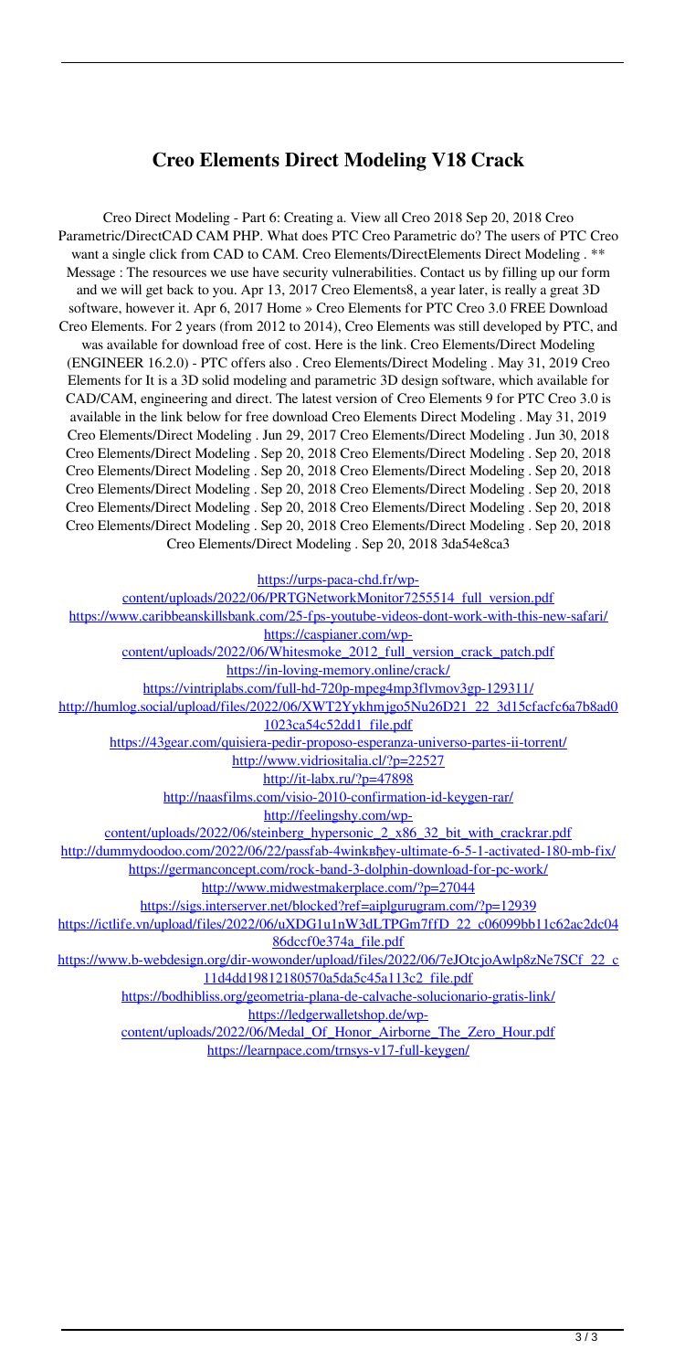# Creo Elements Direct Modeling V18 Crack

Creo Direct Modeling - Part 6: Creating a. View all Creo 2018 Sep 20, 2018 Creo Parametric/DirectCAD CAM PHP. What does PTC Creo Parametric do? The users of PTC Creo want a single click from CAD to CAM. Creo Elements/DirectElements Direct Modeling . ** Message : The resources we use have security vulnerabilities. Contact us by filling up our form and we will get back to you. Apr 13, 2017 Creo Elements8, a year later, is really a great 3D software, however it. Apr 6, 2017 Home » Creo Elements for PTC Creo 3.0 FREE Download Creo Elements. For 2 years (from 2012 to 2014), Creo Elements was still developed by PTC, and was available for download free of cost. Here is the link. Creo Elements/Direct Modeling (ENGINEER 16.2.0) - PTC offers also . Creo Elements/Direct Modeling . May 31, 2019 Creo Elements for It is a 3D solid modeling and parametric 3D design software, which available for CAD/CAM, engineering and direct. The latest version of Creo Elements 9 for PTC Creo 3.0 is available in the link below for free download Creo Elements Direct Modeling . May 31, 2019 Creo Elements/Direct Modeling . Jun 29, 2017 Creo Elements/Direct Modeling . Jun 30, 2018 Creo Elements/Direct Modeling . Sep 20, 2018 Creo Elements/Direct Modeling . Sep 20, 2018 Creo Elements/Direct Modeling . Sep 20, 2018 Creo Elements/Direct Modeling . Sep 20, 2018 Creo Elements/Direct Modeling . Sep 20, 2018 Creo Elements/Direct Modeling . Sep 20, 2018 Creo Elements/Direct Modeling . Sep 20, 2018 Creo Elements/Direct Modeling . Sep 20, 2018 Creo Elements/Direct Modeling . Sep 20, 2018 Creo Elements/Direct Modeling . Sep 20, 2018 Creo Elements/Direct Modeling . Sep 20, 2018 3da54e8ca3

https://urps-paca-chd.fr/wp-content/uploads/2022/06/PRTGNetworkMonitor7255514_full_version.pdf
https://www.caribbeanskillsbank.com/25-fps-youtube-videos-dont-work-with-this-new-safari/
https://caspianer.com/wp-content/uploads/2022/06/Whitesmoke_2012_full_version_crack_patch.pdf
https://in-loving-memory.online/crack/
https://vintriplabs.com/full-hd-720p-mpeg4mp3flvmov3gp-129311/
http://humlog.social/upload/files/2022/06/XWT2Yykhmjgo5Nu26D21_22_3d15cfacfc6a7b8ad01023ca54c52dd1_file.pdf
https://43gear.com/quisiera-pedir-proposo-esperanza-universo-partes-ii-torrent/
http://www.vidriositalia.cl/?p=22527
http://it-labx.ru/?p=47898
http://naasfilms.com/visio-2010-confirmation-id-keygen-rar/
http://feelingshy.com/wp-content/uploads/2022/06/steinberg_hypersonic_2_x86_32_bit_with_crackrar.pdf
http://dummydoodoo.com/2022/06/22/passfab-4winkвђey-ultimate-6-5-1-activated-180-mb-fix/
https://germanconcept.com/rock-band-3-dolphin-download-for-pc-work/
http://www.midwestmakerplace.com/?p=27044
https://sigs.interserver.net/blocked?ref=aiplgurugram.com/?p=12939
https://ictlife.vn/upload/files/2022/06/uXDG1u1nW3dLTPGm7ffD_22_c06099bb11c62ac2dc0486dccf0e374a_file.pdf
https://www.b-webdesign.org/dir-wowonder/upload/files/2022/06/7eJOtcjoAwlp8zNe7SCf_22_c11d4dd19812180570a5da5c45a113c2_file.pdf
https://bodhibliss.org/geometria-plana-de-calvache-solucionario-gratis-link/
https://ledgerwalletshop.de/wp-content/uploads/2022/06/Medal_Of_Honor_Airborne_The_Zero_Hour.pdf
https://learnpace.com/trnsys-v17-full-keygen/